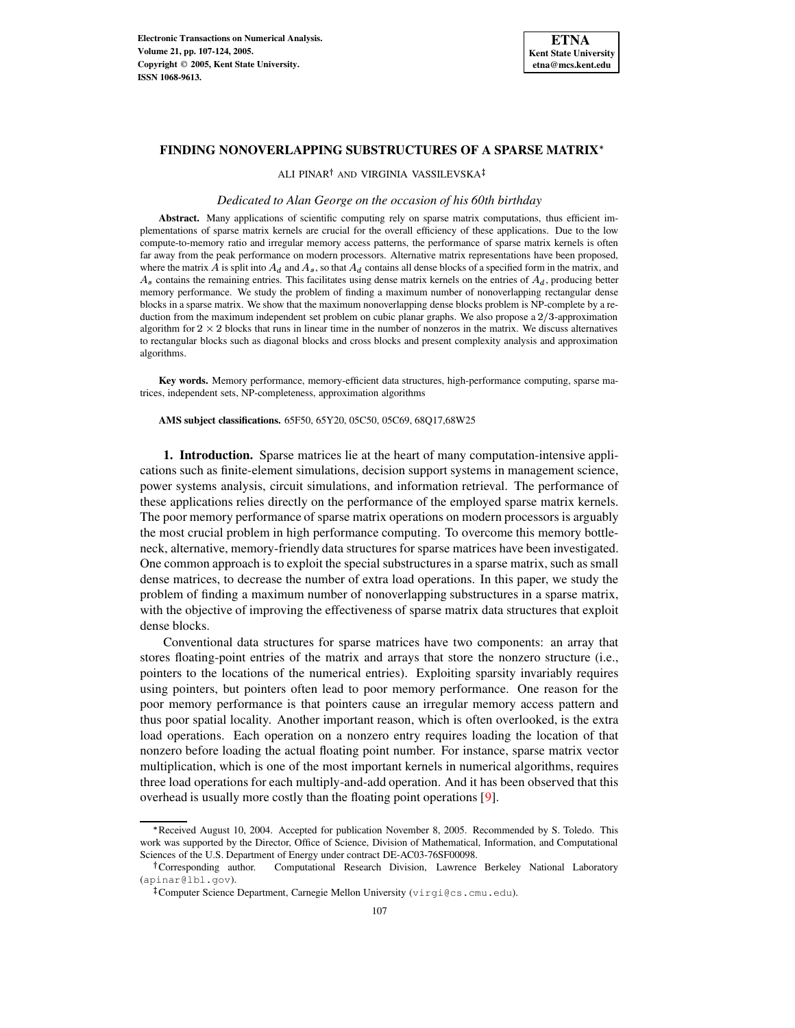# FINDING NONOVERLAPPING SUBSTRUCTURES OF A SPARSE MATRIX*

ALI PINAR† AND VIRGINIA VASSILEVSKA‡

*Dedicated to Alan George on the occasion of his 60th birthday*

**Abstract.** Many applications of scientific computing rely on sparse matrix computations, thus efficient implementations of sparse matrix kernels are crucial for the overall efficiency of these applications. Due to the low compute-to-memory ratio and irregular memory access patterns, the performance of sparse matrix kernels is often far away from the peak performance on modern processors. Alternative matrix representations have been proposed, where the matrix $A$ is split into $A_d$ and $A_s$, so that $A_d$ contains all dense blocks of a specified form in the matrix, and $A_s$ contains the remaining entries. This facilitates using dense matrix kernels on the entries of $A_d$, producing better memory performance. We study the problem of finding a maximum number of nonoverlapping rectangular dense blocks in a sparse matrix. We show that the maximum nonoverlapping dense blocks problem is NP-complete by a reduction from the maximum independent set problem on cubic planar graphs. We also propose a $2/3$-approximation algorithm for $2 \times 2$ blocks that runs in linear time in the number of nonzeros in the matrix. We discuss alternatives to rectangular blocks such as diagonal blocks and cross blocks and present complexity analysis and approximation algorithms.

**Key words.** Memory performance, memory-efficient data structures, high-performance computing, sparse matrices, independent sets, NP-completeness, approximation algorithms

**AMS subject classifications.** 65F50, 65Y20, 05C50, 05C69, 68Q17,68W25

## 1. Introduction.

Sparse matrices lie at the heart of many computation-intensive applications such as finite-element simulations, decision support systems in management science, power systems analysis, circuit simulations, and information retrieval. The performance of these applications relies directly on the performance of the employed sparse matrix kernels. The poor memory performance of sparse matrix operations on modern processors is arguably the most crucial problem in high performance computing. To overcome this memory bottleneck, alternative, memory-friendly data structures for sparse matrices have been investigated. One common approach is to exploit the special substructures in a sparse matrix, such as small dense matrices, to decrease the number of extra load operations. In this paper, we study the problem of finding a maximum number of nonoverlapping substructures in a sparse matrix, with the objective of improving the effectiveness of sparse matrix data structures that exploit dense blocks.

Conventional data structures for sparse matrices have two components: an array that stores floating-point entries of the matrix and arrays that store the nonzero structure (i.e., pointers to the locations of the numerical entries). Exploiting sparsity invariably requires using pointers, but pointers often lead to poor memory performance. One reason for the poor memory performance is that pointers cause an irregular memory access pattern and thus poor spatial locality. Another important reason, which is often overlooked, is the extra load operations. Each operation on a nonzero entry requires loading the location of that nonzero before loading the actual floating point number. For instance, sparse matrix vector multiplication, which is one of the most important kernels in numerical algorithms, requires three load operations for each multiply-and-add operation. And it has been observed that this overhead is usually more costly than the floating point operations [9].

---

*Received August 10, 2004. Accepted for publication November 8, 2005. Recommended by S. Toledo. This work was supported by the Director, Office of Science, Division of Mathematical, Information, and Computational Sciences of the U.S. Department of Energy under contract DE-AC03-76SF00098.

†Corresponding author. Computational Research Division, Lawrence Berkeley National Laboratory (apinar@lbl.gov).

‡Computer Science Department, Carnegie Mellon University (virgi@cs.cmu.edu).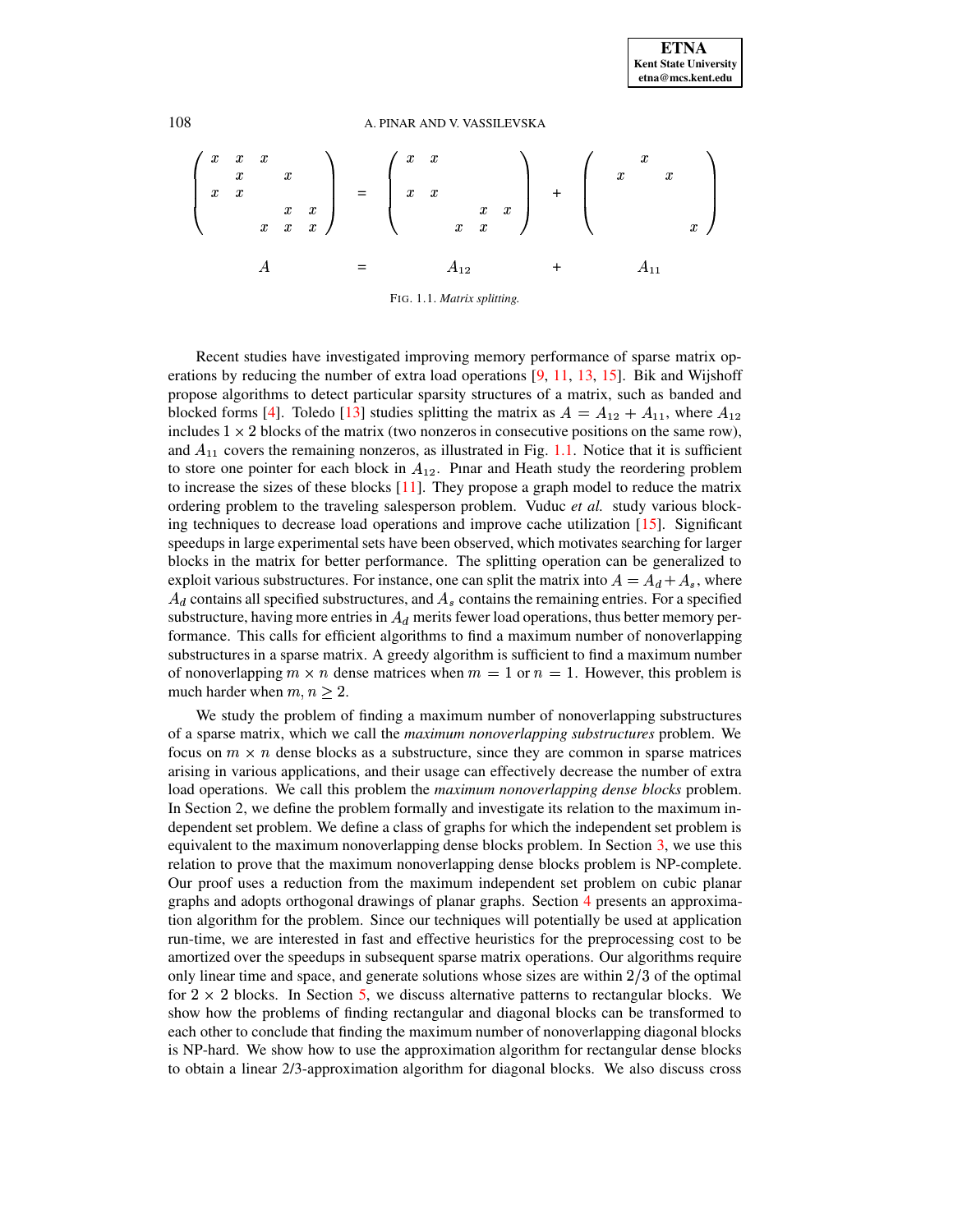$$
\begin{pmatrix}
x & x & x & & \\
 & x & & x & \\
x & x & & & \\
 & & & x & x \\
 & & x & x & x
\end{pmatrix}
=
\begin{pmatrix}
x & x & & & \\
 & & & & \\
x & x & & & \\
 & & & x & x \\
 & & x & x &
\end{pmatrix}
+
\begin{pmatrix}
 & & x & & \\
 & x & & x & \\
 & & & & \\
 & & & & \\
 & & & & x
\end{pmatrix}
$$

$$
A \quad = \quad A_{12} \quad + \quad A_{11}
$$

FIG. 1.1. *Matrix splitting.*

Recent studies have investigated improving memory performance of sparse matrix operations by reducing the number of extra load operations [9, 11, 13, 15]. Bik and Wijshoff propose algorithms to detect particular sparsity structures of a matrix, such as banded and blocked forms [4]. Toledo [13] studies splitting the matrix as $A = A_{12} + A_{11}$, where $A_{12}$ includes $1 \times 2$ blocks of the matrix (two nonzeros in consecutive positions on the same row), and $A_{11}$ covers the remaining nonzeros, as illustrated in Fig. 1.1. Notice that it is sufficient to store one pointer for each block in $A_{12}$. Pınar and Heath study the reordering problem to increase the sizes of these blocks [11]. They propose a graph model to reduce the matrix ordering problem to the traveling salesperson problem. Vuduc *et al.* study various blocking techniques to decrease load operations and improve cache utilization [15]. Significant speedups in large experimental sets have been observed, which motivates searching for larger blocks in the matrix for better performance. The splitting operation can be generalized to exploit various substructures. For instance, one can split the matrix into $A = A_d + A_s$, where $A_d$ contains all specified substructures, and $A_s$ contains the remaining entries. For a specified substructure, having more entries in $A_d$ merits fewer load operations, thus better memory performance. This calls for efficient algorithms to find a maximum number of nonoverlapping substructures in a sparse matrix. A greedy algorithm is sufficient to find a maximum number of nonoverlapping $m \times n$ dense matrices when $m = 1$ or $n = 1$. However, this problem is much harder when $m, n \geq 2$.

We study the problem of finding a maximum number of nonoverlapping substructures of a sparse matrix, which we call the *maximum nonoverlapping substructures* problem. We focus on $m \times n$ dense blocks as a substructure, since they are common in sparse matrices arising in various applications, and their usage can effectively decrease the number of extra load operations. We call this problem the *maximum nonoverlapping dense blocks* problem. In Section 2, we define the problem formally and investigate its relation to the maximum independent set problem. We define a class of graphs for which the independent set problem is equivalent to the maximum nonoverlapping dense blocks problem. In Section 3, we use this relation to prove that the maximum nonoverlapping dense blocks problem is NP-complete. Our proof uses a reduction from the maximum independent set problem on cubic planar graphs and adopts orthogonal drawings of planar graphs. Section 4 presents an approximation algorithm for the problem. Since our techniques will potentially be used at application run-time, we are interested in fast and effective heuristics for the preprocessing cost to be amortized over the speedups in subsequent sparse matrix operations. Our algorithms require only linear time and space, and generate solutions whose sizes are within $2/3$ of the optimal for $2 \times 2$ blocks. In Section 5, we discuss alternative patterns to rectangular blocks. We show how the problems of finding rectangular and diagonal blocks can be transformed to each other to conclude that finding the maximum number of nonoverlapping diagonal blocks is NP-hard. We show how to use the approximation algorithm for rectangular dense blocks to obtain a linear 2/3-approximation algorithm for diagonal blocks. We also discuss cross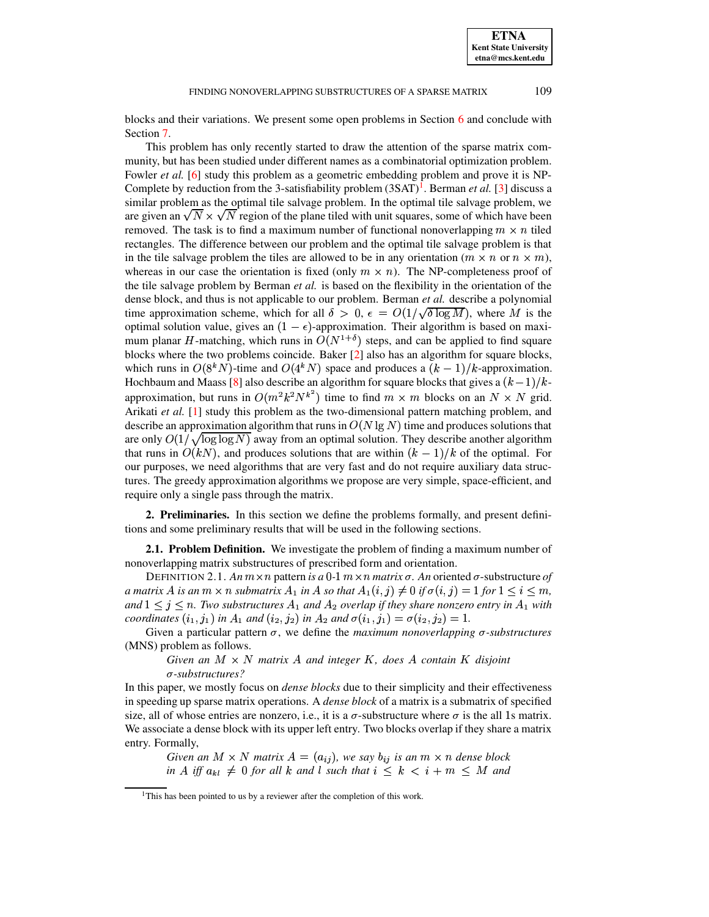blocks and their variations. We present some open problems in Section 6 and conclude with Section 7.

This problem has only recently started to draw the attention of the sparse matrix community, but has been studied under different names as a combinatorial optimization problem. Fowler *et al.* [6] study this problem as a geometric embedding problem and prove it is NP-Complete by reduction from the 3-satisfiability problem (3SAT)[1]. Berman *et al.* [3] discuss a similar problem as the optimal tile salvage problem. In the optimal tile salvage problem, we are given an $\sqrt{N} \times \sqrt{N}$ region of the plane tiled with unit squares, some of which have been removed. The task is to find a maximum number of functional nonoverlapping $m \times n$ tiled rectangles. The difference between our problem and the optimal tile salvage problem is that in the tile salvage problem the tiles are allowed to be in any orientation ($m \times n$ or $n \times m$), whereas in our case the orientation is fixed (only $m \times n$). The NP-completeness proof of the tile salvage problem by Berman *et al.* is based on the flexibility in the orientation of the dense block, and thus is not applicable to our problem. Berman *et al.* describe a polynomial time approximation scheme, which for all $\delta > 0$, $\epsilon = O(1/\sqrt{\delta \log M})$, where $M$ is the optimal solution value, gives an $(1-\epsilon)$-approximation. Their algorithm is based on maximum planar $H$-matching, which runs in $O(N^{1+\delta})$ steps, and can be applied to find square blocks where the two problems coincide. Baker [2] also has an algorithm for square blocks, which runs in $O(8^k N)$-time and $O(4^k N)$ space and produces a $(k-1)/k$-approximation. Hochbaum and Maass [8] also describe an algorithm for square blocks that gives a $(k-1)/k$-approximation, but runs in $O(m^2 k^2 N^{k^2})$ time to find $m \times m$ blocks on an $N \times N$ grid. Arikati *et al.* [1] study this problem as the two-dimensional pattern matching problem, and describe an approximation algorithm that runs in $O(N \lg N)$ time and produces solutions that are only $O(1/\sqrt{\log \log N})$ away from an optimal solution. They describe another algorithm that runs in $O(kN)$, and produces solutions that are within $(k-1)/k$ of the optimal. For our purposes, we need algorithms that are very fast and do not require auxiliary data structures. The greedy approximation algorithms we propose are very simple, space-efficient, and require only a single pass through the matrix.

## 2. Preliminaries.

In this section we define the problems formally, and present definitions and some preliminary results that will be used in the following sections.

### 2.1. Problem Definition.

We investigate the problem of finding a maximum number of nonoverlapping matrix substructures of prescribed form and orientation.

DEFINITION 2.1. *An $m \times n$* pattern *is a 0-1 $m \times n$ matrix $\sigma$. An* oriented $\sigma$-substructure *of a matrix $A$ is an $m \times n$ submatrix $A_1$ in $A$ so that $A_1(i,j) \neq 0$ if $\sigma(i,j) = 1$ for $1 \leq i \leq m$, and $1 \leq j \leq n$. Two substructures $A_1$ and $A_2$ overlap if they share nonzero entry in $A_1$ with coordinates $(i_1, j_1)$ in $A_1$ and $(i_2, j_2)$ in $A_2$ and $\sigma(i_1, j_1) = \sigma(i_2, j_2) = 1$.*

Given a particular pattern $\sigma$, we define the *maximum nonoverlapping $\sigma$-substructures* (MNS) problem as follows.

> *Given an $M \times N$ matrix $A$ and integer $K$, does $A$ contain $K$ disjoint $\sigma$-substructures?*

In this paper, we mostly focus on *dense blocks* due to their simplicity and their effectiveness in speeding up sparse matrix operations. A *dense block* of a matrix is a submatrix of specified size, all of whose entries are nonzero, i.e., it is a $\sigma$-substructure where $\sigma$ is the all 1s matrix. We associate a dense block with its upper left entry. Two blocks overlap if they share a matrix entry. Formally,

> *Given an $M \times N$ matrix $A = (a_{ij})$, we say $b_{ij}$ is an $m \times n$ dense block in $A$ iff $a_{kl} \neq 0$ for all $k$ and $l$ such that $i \leq k < i + m \leq M$ and*

[1] This has been pointed to us by a reviewer after the completion of this work.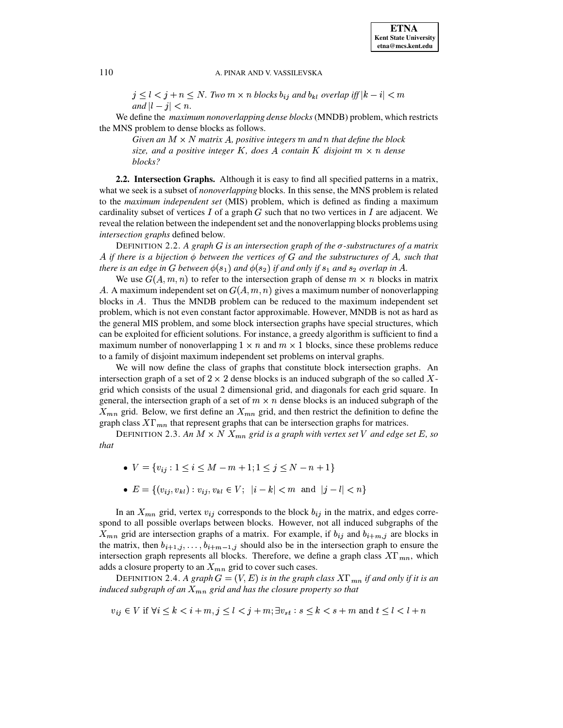*$j \leq l < j + n \leq N$. Two $m \times n$ blocks $b_{ij}$ and $b_{kl}$ overlap iff $|k - i| < m$ and $|l - j| < n$.*

We define the *maximum nonoverlapping dense blocks* (MNDB) problem, which restricts the MNS problem to dense blocks as follows.

> *Given an $M \times N$ matrix $A$, positive integers $m$ and $n$ that define the block size, and a positive integer $K$, does $A$ contain $K$ disjoint $m \times n$ dense blocks?*

**2.2. Intersection Graphs.** Although it is easy to find all specified patterns in a matrix, what we seek is a subset of *nonoverlapping* blocks. In this sense, the MNS problem is related to the *maximum independent set* (MIS) problem, which is defined as finding a maximum cardinality subset of vertices $I$ of a graph $G$ such that no two vertices in $I$ are adjacent. We reveal the relation between the independent set and the nonoverlapping blocks problems using *intersection graphs* defined below.

DEFINITION 2.2. *A graph $G$ is an intersection graph of the $\sigma$-substructures of a matrix $A$ if there is a bijection $\phi$ between the vertices of $G$ and the substructures of $A$, such that there is an edge in $G$ between $\phi(s_1)$ and $\phi(s_2)$ if and only if $s_1$ and $s_2$ overlap in $A$.*

We use $G(A, m, n)$ to refer to the intersection graph of dense $m \times n$ blocks in matrix $A$. A maximum independent set on $G(A, m, n)$ gives a maximum number of nonoverlapping blocks in $A$. Thus the MNDB problem can be reduced to the maximum independent set problem, which is not even constant factor approximable. However, MNDB is not as hard as the general MIS problem, and some block intersection graphs have special structures, which can be exploited for efficient solutions. For instance, a greedy algorithm is sufficient to find a maximum number of nonoverlapping $1 \times n$ and $m \times 1$ blocks, since these problems reduce to a family of disjoint maximum independent set problems on interval graphs.

We will now define the class of graphs that constitute block intersection graphs. An intersection graph of a set of $2 \times 2$ dense blocks is an induced subgraph of the so called $X$-grid which consists of the usual 2 dimensional grid, and diagonals for each grid square. In general, the intersection graph of a set of $m \times n$ dense blocks is an induced subgraph of the $X_{mn}$ grid. Below, we first define an $X_{mn}$ grid, and then restrict the definition to define the graph class $X\Gamma_{mn}$ that represent graphs that can be intersection graphs for matrices.

DEFINITION 2.3. *An $M \times N$ $X_{mn}$ grid is a graph with vertex set $V$ and edge set $E$, so that*

- $V = \{v_{ij} : 1 \leq i \leq M - m + 1; 1 \leq j \leq N - n + 1\}$
- $E = \{(v_{ij}, v_{kl}) : v_{ij}, v_{kl} \in V;\ \ |i - k| < m \text{ and } |j - l| < n\}$

In an $X_{mn}$ grid, vertex $v_{ij}$ corresponds to the block $b_{ij}$ in the matrix, and edges correspond to all possible overlaps between blocks. However, not all induced subgraphs of the $X_{mn}$ grid are intersection graphs of a matrix. For example, if $b_{ij}$ and $b_{i+m,j}$ are blocks in the matrix, then $b_{i+1,j}, \ldots, b_{i+m-1,j}$ should also be in the intersection graph to ensure the intersection graph represents all blocks. Therefore, we define a graph class $X\Gamma_{mn}$, which adds a closure property to an $X_{mn}$ grid to cover such cases.

DEFINITION 2.4. *A graph $G = (V, E)$ is in the graph class $X\Gamma_{mn}$ if and only if it is an induced subgraph of an $X_{mn}$ grid and has the closure property so that*

$$v_{ij} \in V \text{ if } \forall i \leq k < i + m, j \leq l < j + m; \exists v_{st} : s \leq k < s + m \text{ and } t \leq l < l + n$$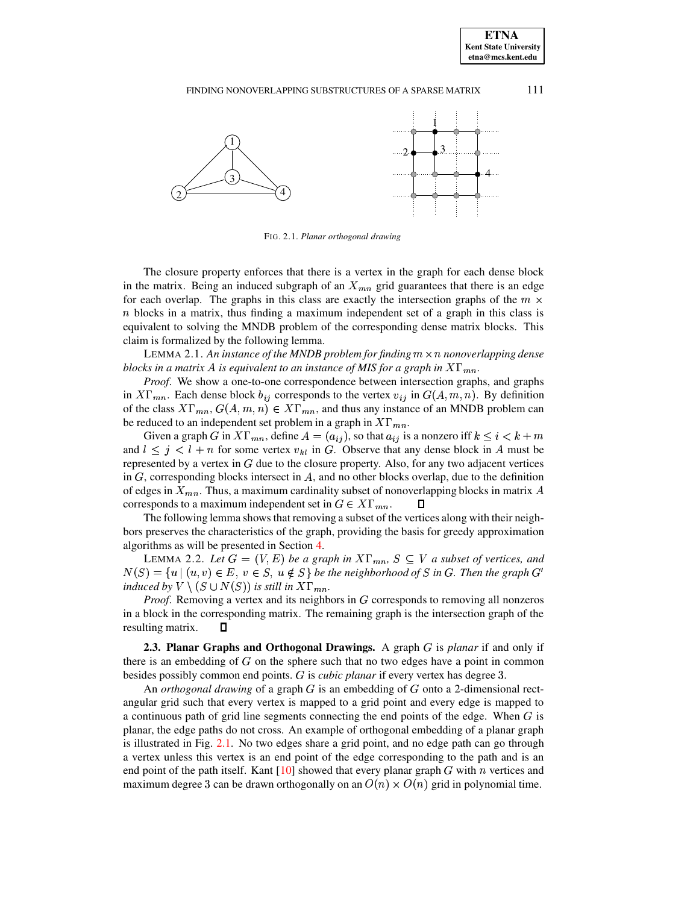FIG. 2.1. *Planar orthogonal drawing*

The closure property enforces that there is a vertex in the graph for each dense block in the matrix. Being an induced subgraph of an $X_{mn}$ grid guarantees that there is an edge for each overlap. The graphs in this class are exactly the intersection graphs of the $m \times n$ blocks in a matrix, thus finding a maximum independent set of a graph in this class is equivalent to solving the MNDB problem of the corresponding dense matrix blocks. This claim is formalized by the following lemma.

LEMMA 2.1. *An instance of the MNDB problem for finding $m \times n$ nonoverlapping dense blocks in a matrix $A$ is equivalent to an instance of MIS for a graph in $X\Gamma_{mn}$.*

*Proof*. We show a one-to-one correspondence between intersection graphs, and graphs in $X\Gamma_{mn}$. Each dense block $b_{ij}$ corresponds to the vertex $v_{ij}$ in $G(A, m, n)$. By definition of the class $X\Gamma_{mn}$, $G(A, m, n) \in X\Gamma_{mn}$, and thus any instance of an MNDB problem can be reduced to an independent set problem in a graph in $X\Gamma_{mn}$.

Given a graph $G$ in $X\Gamma_{mn}$, define $A = (a_{ij})$, so that $a_{ij}$ is a nonzero iff $k \le i < k + m$ and $l \le j < l + n$ for some vertex $v_{kl}$ in $G$. Observe that any dense block in $A$ must be represented by a vertex in $G$ due to the closure property. Also, for any two adjacent vertices in $G$, corresponding blocks intersect in $A$, and no other blocks overlap, due to the definition of edges in $X_{mn}$. Thus, a maximum cardinality subset of nonoverlapping blocks in matrix $A$ corresponds to a maximum independent set in $G \in X\Gamma_{mn}$. ☐

The following lemma shows that removing a subset of the vertices along with their neighbors preserves the characteristics of the graph, providing the basis for greedy approximation algorithms as will be presented in Section 4.

LEMMA 2.2. *Let $G = (V, E)$ be a graph in $X\Gamma_{mn}$, $S \subseteq V$ a subset of vertices, and $N(S) = \{u \mid (u, v) \in E,\ v \in S,\ u \notin S\}$ be the neighborhood of $S$ in $G$. Then the graph $G'$ induced by $V \setminus (S \cup N(S))$ is still in $X\Gamma_{mn}$.*

*Proof*. Removing a vertex and its neighbors in $G$ corresponds to removing all nonzeros in a block in the corresponding matrix. The remaining graph is the intersection graph of the resulting matrix. ☐

**2.3. Planar Graphs and Orthogonal Drawings.** A graph $G$ is *planar* if and only if there is an embedding of $G$ on the sphere such that no two edges have a point in common besides possibly common end points. $G$ is *cubic planar* if every vertex has degree 3.

An *orthogonal drawing* of a graph $G$ is an embedding of $G$ onto a 2-dimensional rectangular grid such that every vertex is mapped to a grid point and every edge is mapped to a continuous path of grid line segments connecting the end points of the edge. When $G$ is planar, the edge paths do not cross. An example of orthogonal embedding of a planar graph is illustrated in Fig. 2.1. No two edges share a grid point, and no edge path can go through a vertex unless this vertex is an end point of the edge corresponding to the path and is an end point of the path itself. Kant [10] showed that every planar graph $G$ with $n$ vertices and maximum degree 3 can be drawn orthogonally on an $O(n) \times O(n)$ grid in polynomial time.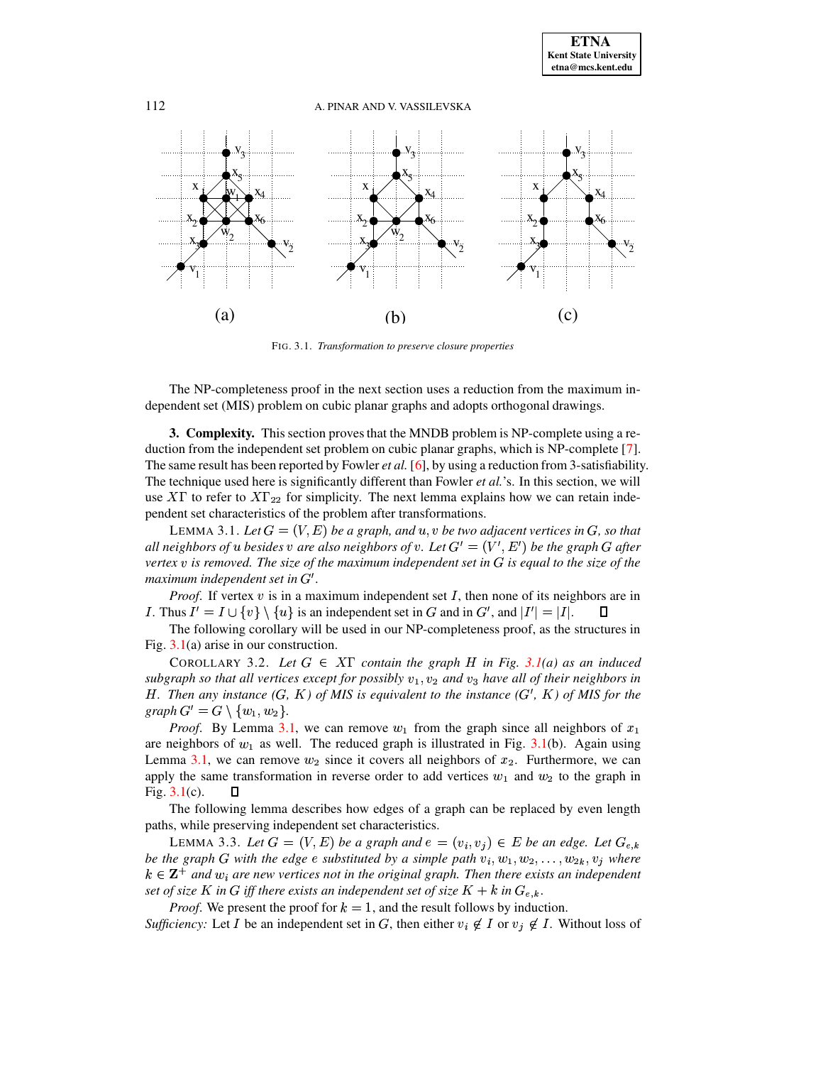(a) (b) (c)

FIG. 3.1. *Transformation to preserve closure properties*

The NP-completeness proof in the next section uses a reduction from the maximum independent set (MIS) problem on cubic planar graphs and adopts orthogonal drawings.

## 3. Complexity.

This section proves that the MNDB problem is NP-complete using a reduction from the independent set problem on cubic planar graphs, which is NP-complete [7]. The same result has been reported by Fowler *et al.* [6], by using a reduction from 3-satisfiability. The technique used here is significantly different than Fowler *et al.*'s. In this section, we will use $X\Gamma$ to refer to $X\Gamma_{22}$ for simplicity. The next lemma explains how we can retain independent set characteristics of the problem after transformations.

LEMMA 3.1. *Let $G = (V, E)$ be a graph, and $u, v$ be two adjacent vertices in $G$, so that all neighbors of $u$ besides $v$ are also neighbors of $v$. Let $G' = (V', E')$ be the graph $G$ after vertex $v$ is removed. The size of the maximum independent set in $G$ is equal to the size of the maximum independent set in $G'$.*

*Proof.* If vertex $v$ is in a maximum independent set $I$, then none of its neighbors are in $I$. Thus $I' = I \cup \{v\} \setminus \{u\}$ is an independent set in $G$ and in $G'$, and $|I'| = |I|$. ☐

The following corollary will be used in our NP-completeness proof, as the structures in Fig. 3.1(a) arise in our construction.

COROLLARY 3.2. *Let $G \in X\Gamma$ contain the graph $H$ in Fig. 3.1(a) as an induced subgraph so that all vertices except for possibly $v_1, v_2$ and $v_3$ have all of their neighbors in $H$. Then any instance $(G,\ K)$ of MIS is equivalent to the instance $(G',\ K)$ of MIS for the graph $G' = G \setminus \{w_1, w_2\}$.*

*Proof.* By Lemma 3.1, we can remove $w_1$ from the graph since all neighbors of $x_1$ are neighbors of $w_1$ as well. The reduced graph is illustrated in Fig. 3.1(b). Again using Lemma 3.1, we can remove $w_2$ since it covers all neighbors of $x_2$. Furthermore, we can apply the same transformation in reverse order to add vertices $w_1$ and $w_2$ to the graph in Fig. 3.1(c). ☐

The following lemma describes how edges of a graph can be replaced by even length paths, while preserving independent set characteristics.

LEMMA 3.3. *Let $G = (V, E)$ be a graph and $e = (v_i, v_j) \in E$ be an edge. Let $G_{e,k}$ be the graph $G$ with the edge $e$ substituted by a simple path $v_i, w_1, w_2, \ldots, w_{2k}, v_j$ where $k \in \mathbf{Z}^+$ and $w_i$ are new vertices not in the original graph. Then there exists an independent set of size $K$ in $G$ iff there exists an independent set of size $K + k$ in $G_{e,k}$.*

*Proof.* We present the proof for $k = 1$, and the result follows by induction.

*Sufficiency:* Let $I$ be an independent set in $G$, then either $v_i \notin I$ or $v_j \notin I$. Without loss of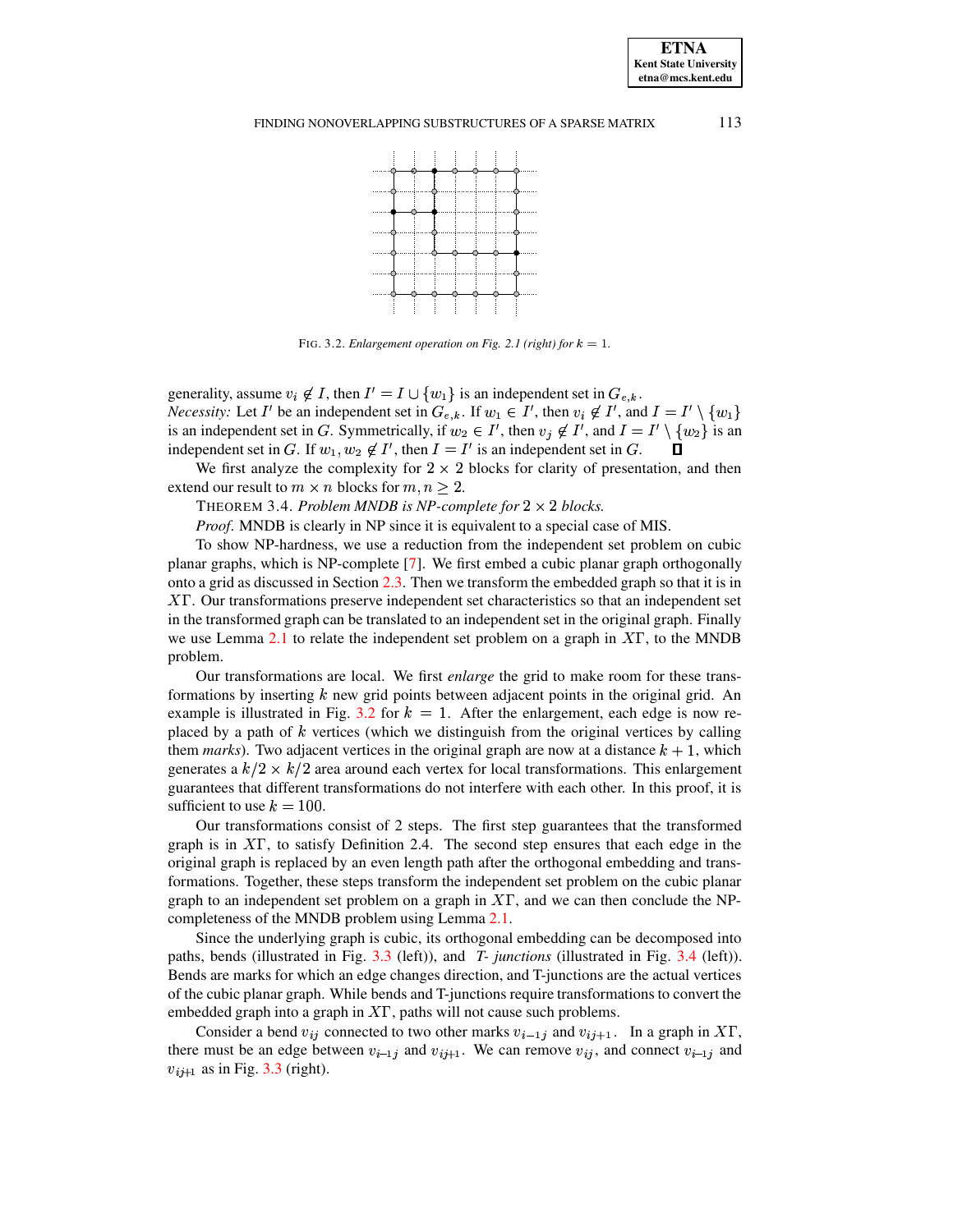FIG. 3.2. *Enlargement operation on Fig. 2.1 (right) for $k = 1$.*

generality, assume $v_i \notin I$, then $I' = I \cup \{w_1\}$ is an independent set in $G_{e,k}$.
*Necessity:* Let $I'$ be an independent set in $G_{e,k}$. If $w_1 \in I'$, then $v_i \notin I'$, and $I = I' \setminus \{w_1\}$ is an independent set in $G$. Symmetrically, if $w_2 \in I'$, then $v_j \notin I'$, and $I = I' \setminus \{w_2\}$ is an independent set in $G$. If $w_1, w_2 \notin I'$, then $I = I'$ is an independent set in $G$. ∎

We first analyze the complexity for $2 \times 2$ blocks for clarity of presentation, and then extend our result to $m \times n$ blocks for $m, n \geq 2$.

THEOREM 3.4. *Problem MNDB is NP-complete for $2 \times 2$ blocks.*

*Proof.* MNDB is clearly in NP since it is equivalent to a special case of MIS.

To show NP-hardness, we use a reduction from the independent set problem on cubic planar graphs, which is NP-complete [7]. We first embed a cubic planar graph orthogonally onto a grid as discussed in Section 2.3. Then we transform the embedded graph so that it is in $X\Gamma$. Our transformations preserve independent set characteristics so that an independent set in the transformed graph can be translated to an independent set in the original graph. Finally we use Lemma 2.1 to relate the independent set problem on a graph in $X\Gamma$, to the MNDB problem.

Our transformations are local. We first *enlarge* the grid to make room for these transformations by inserting $k$ new grid points between adjacent points in the original grid. An example is illustrated in Fig. 3.2 for $k = 1$. After the enlargement, each edge is now replaced by a path of $k$ vertices (which we distinguish from the original vertices by calling them *marks*). Two adjacent vertices in the original graph are now at a distance $k + 1$, which generates a $k/2 \times k/2$ area around each vertex for local transformations. This enlargement guarantees that different transformations do not interfere with each other. In this proof, it is sufficient to use $k = 100$.

Our transformations consist of 2 steps. The first step guarantees that the transformed graph is in $X\Gamma$, to satisfy Definition 2.4. The second step ensures that each edge in the original graph is replaced by an even length path after the orthogonal embedding and transformations. Together, these steps transform the independent set problem on the cubic planar graph to an independent set problem on a graph in $X\Gamma$, and we can then conclude the NP-completeness of the MNDB problem using Lemma 2.1.

Since the underlying graph is cubic, its orthogonal embedding can be decomposed into paths, bends (illustrated in Fig. 3.3 (left)), and *T- junctions* (illustrated in Fig. 3.4 (left)). Bends are marks for which an edge changes direction, and T-junctions are the actual vertices of the cubic planar graph. While bends and T-junctions require transformations to convert the embedded graph into a graph in $X\Gamma$, paths will not cause such problems.

Consider a bend $v_{ij}$ connected to two other marks $v_{i-1j}$ and $v_{ij+1}$. In a graph in $X\Gamma$, there must be an edge between $v_{i-1j}$ and $v_{ij+1}$. We can remove $v_{ij}$, and connect $v_{i-1j}$ and $v_{ij+1}$ as in Fig. 3.3 (right).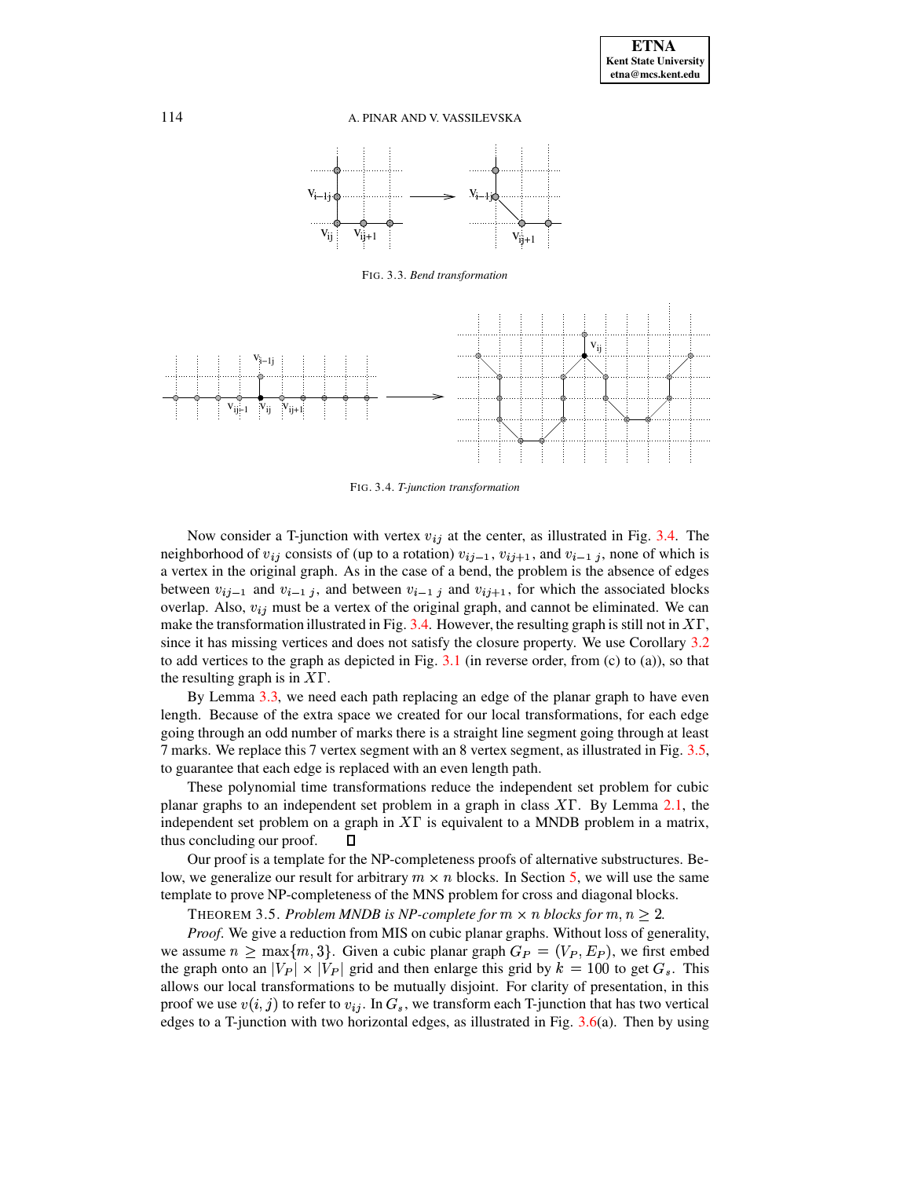FIG. 3.3. *Bend transformation*

FIG. 3.4. *T-junction transformation*

Now consider a T-junction with vertex $v_{ij}$ at the center, as illustrated in Fig. 3.4. The neighborhood of $v_{ij}$ consists of (up to a rotation) $v_{ij-1}$, $v_{ij+1}$, and $v_{i-1\ j}$, none of which is a vertex in the original graph. As in the case of a bend, the problem is the absence of edges between $v_{ij-1}$ and $v_{i-1\ j}$, and between $v_{i-1\ j}$ and $v_{ij+1}$, for which the associated blocks overlap. Also, $v_{ij}$ must be a vertex of the original graph, and cannot be eliminated. We can make the transformation illustrated in Fig. 3.4. However, the resulting graph is still not in $X\Gamma$, since it has missing vertices and does not satisfy the closure property. We use Corollary 3.2 to add vertices to the graph as depicted in Fig. 3.1 (in reverse order, from (c) to (a)), so that the resulting graph is in $X\Gamma$.

By Lemma 3.3, we need each path replacing an edge of the planar graph to have even length. Because of the extra space we created for our local transformations, for each edge going through an odd number of marks there is a straight line segment going through at least 7 marks. We replace this 7 vertex segment with an 8 vertex segment, as illustrated in Fig. 3.5, to guarantee that each edge is replaced with an even length path.

These polynomial time transformations reduce the independent set problem for cubic planar graphs to an independent set problem in a graph in class $X\Gamma$. By Lemma 2.1, the independent set problem on a graph in $X\Gamma$ is equivalent to a MNDB problem in a matrix, thus concluding our proof. □

Our proof is a template for the NP-completeness proofs of alternative substructures. Below, we generalize our result for arbitrary $m \times n$ blocks. In Section 5, we will use the same template to prove NP-completeness of the MNS problem for cross and diagonal blocks.

THEOREM 3.5. *Problem MNDB is NP-complete for $m \times n$ blocks for $m, n \geq 2$.*

*Proof.* We give a reduction from MIS on cubic planar graphs. Without loss of generality, we assume $n \geq \max\{m, 3\}$. Given a cubic planar graph $G_P = (V_P, E_P)$, we first embed the graph onto an $|V_P| \times |V_P|$ grid and then enlarge this grid by $k = 100$ to get $G_s$. This allows our local transformations to be mutually disjoint. For clarity of presentation, in this proof we use $v(i, j)$ to refer to $v_{ij}$. In $G_s$, we transform each T-junction that has two vertical edges to a T-junction with two horizontal edges, as illustrated in Fig. 3.6(a). Then by using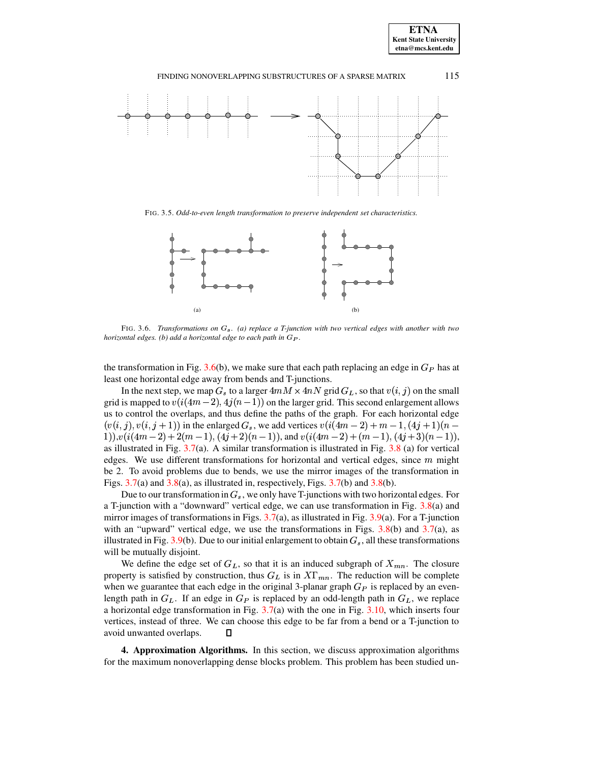FIG. 3.5. *Odd-to-even length transformation to preserve independent set characteristics.*

FIG. 3.6. *Transformations on $G_s$. (a) replace a T-junction with two vertical edges with another with two horizontal edges. (b) add a horizontal edge to each path in $G_P$.*

the transformation in Fig. 3.6(b), we make sure that each path replacing an edge in $G_P$ has at least one horizontal edge away from bends and T-junctions.

In the next step, we map $G_s$ to a larger $4mM \times 4nN$ grid $G_L$, so that $v(i,j)$ on the small grid is mapped to $v(i(4m-2), 4j(n-1))$ on the larger grid. This second enlargement allows us to control the overlaps, and thus define the paths of the graph. For each horizontal edge $(v(i,j), v(i,j+1))$ in the enlarged $G_s$, we add vertices $v(i(4m-2)+m-1, (4j+1)(n-1))$, $v(i(4m-2)+2(m-1), (4j+2)(n-1))$, and $v(i(4m-2)+(m-1), (4j+3)(n-1))$, as illustrated in Fig. 3.7(a). A similar transformation is illustrated in Fig. 3.8 (a) for vertical edges. We use different transformations for horizontal and vertical edges, since $m$ might be 2. To avoid problems due to bends, we use the mirror images of the transformation in Figs. 3.7(a) and 3.8(a), as illustrated in, respectively, Figs. 3.7(b) and 3.8(b).

Due to our transformation in $G_s$, we only have T-junctions with two horizontal edges. For a T-junction with a "downward" vertical edge, we can use transformation in Fig. 3.8(a) and mirror images of transformations in Figs. 3.7(a), as illustrated in Fig. 3.9(a). For a T-junction with an "upward" vertical edge, we use the transformations in Figs. 3.8(b) and 3.7(a), as illustrated in Fig. 3.9(b). Due to our initial enlargement to obtain $G_s$, all these transformations will be mutually disjoint.

We define the edge set of $G_L$, so that it is an induced subgraph of $X_{mn}$. The closure property is satisfied by construction, thus $G_L$ is in $X\Gamma_{mn}$. The reduction will be complete when we guarantee that each edge in the original 3-planar graph $G_P$ is replaced by an even-length path in $G_L$. If an edge in $G_P$ is replaced by an odd-length path in $G_L$, we replace a horizontal edge transformation in Fig. 3.7(a) with the one in Fig. 3.10, which inserts four vertices, instead of three. We can choose this edge to be far from a bend or a T-junction to avoid unwanted overlaps. □

**4. Approximation Algorithms.** In this section, we discuss approximation algorithms for the maximum nonoverlapping dense blocks problem. This problem has been studied un-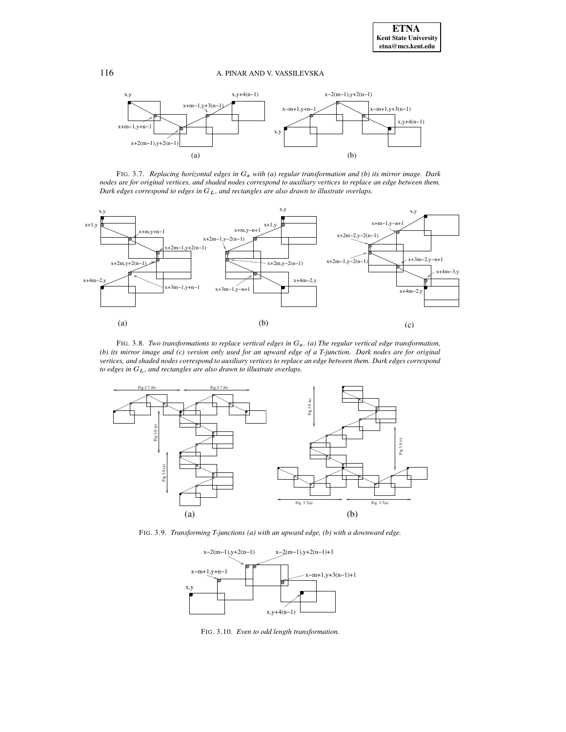FIG. 3.7. *Replacing horizontal edges in $G_s$ with (a) regular transformation and (b) its mirror image. Dark nodes are for original vertices, and shaded nodes correspond to auxiliary vertices to replace an edge between them. Dark edges correspond to edges in $G_L$, and rectangles are also drawn to illustrate overlaps.*

FIG. 3.8. *Two transformations to replace vertical edges in $G_s$. (a) The regular vertical edge transformation, (b) its mirror image and (c) version only used for an upward edge of a T-junction. Dark nodes are for original vertices, and shaded nodes correspond to auxiliary vertices to replace an edge between them. Dark edges correspond to edges in $G_L$, and rectangles are also drawn to illustrate overlaps.*

FIG. 3.9. *Transforming T-junctions (a) with an upward edge, (b) with a downward edge.*

FIG. 3.10. *Even to odd length transformation.*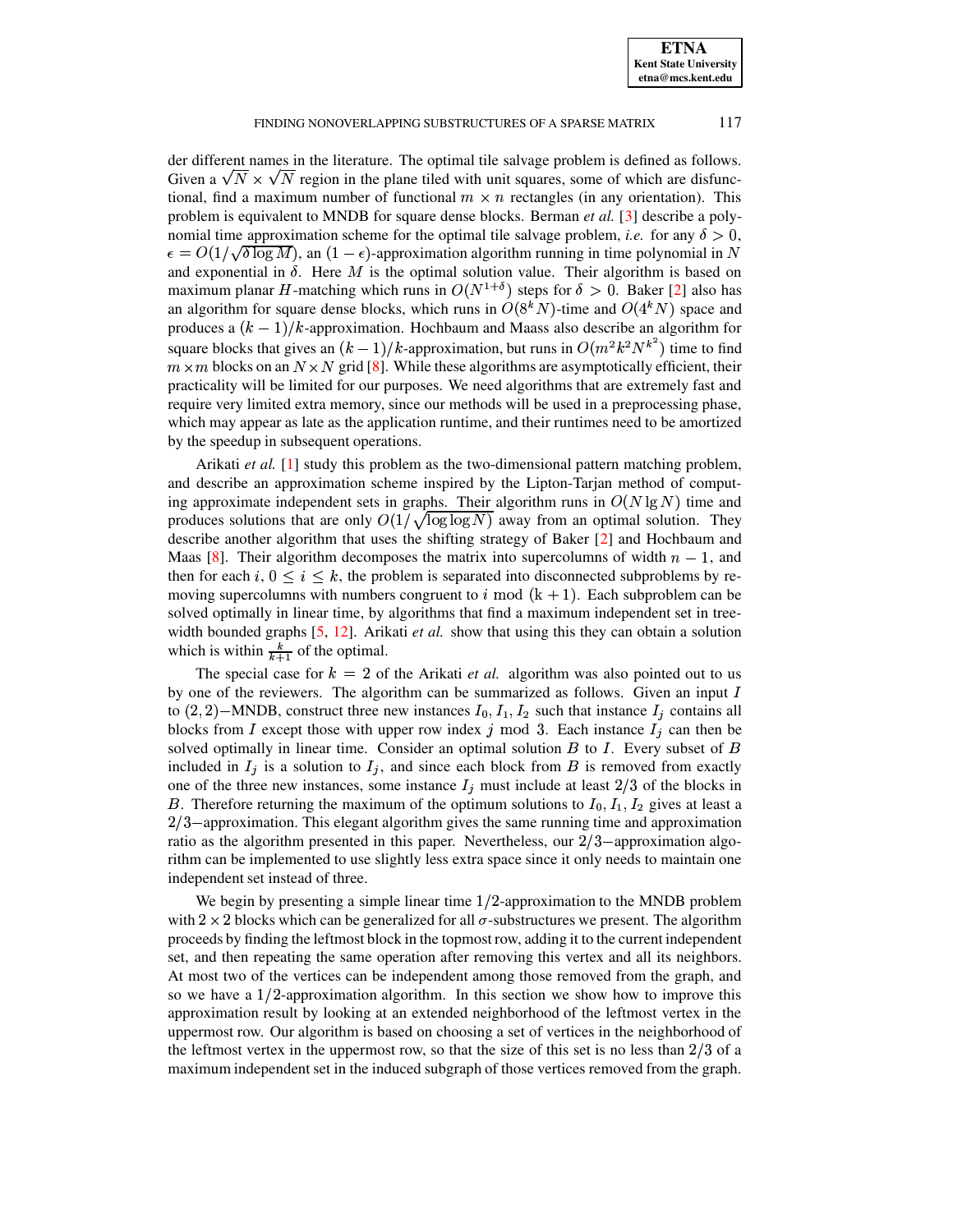der different names in the literature. The optimal tile salvage problem is defined as follows. Given a $\sqrt{N} \times \sqrt{N}$ region in the plane tiled with unit squares, some of which are disfunctional, find a maximum number of functional $m \times n$ rectangles (in any orientation). This problem is equivalent to MNDB for square dense blocks. Berman *et al.* [3] describe a polynomial time approximation scheme for the optimal tile salvage problem, *i.e.* for any $\delta > 0$, $\epsilon = O(1/\sqrt{\delta \log M})$, an $(1-\epsilon)$-approximation algorithm running in time polynomial in $N$ and exponential in $\delta$. Here $M$ is the optimal solution value. Their algorithm is based on maximum planar $H$-matching which runs in $O(N^{1+\delta})$ steps for $\delta > 0$. Baker [2] also has an algorithm for square dense blocks, which runs in $O(8^k N)$-time and $O(4^k N)$ space and produces a $(k-1)/k$-approximation. Hochbaum and Maass also describe an algorithm for square blocks that gives an $(k-1)/k$-approximation, but runs in $O(m^2 k^2 N^{k^2})$ time to find $m \times m$ blocks on an $N \times N$ grid [8]. While these algorithms are asymptotically efficient, their practicality will be limited for our purposes. We need algorithms that are extremely fast and require very limited extra memory, since our methods will be used in a preprocessing phase, which may appear as late as the application runtime, and their runtimes need to be amortized by the speedup in subsequent operations.

Arikati *et al.* [1] study this problem as the two-dimensional pattern matching problem, and describe an approximation scheme inspired by the Lipton-Tarjan method of computing approximate independent sets in graphs. Their algorithm runs in $O(N \lg N)$ time and produces solutions that are only $O(1/\sqrt{\log \log N})$ away from an optimal solution. They describe another algorithm that uses the shifting strategy of Baker [2] and Hochbaum and Maas [8]. Their algorithm decomposes the matrix into supercolumns of width $n-1$, and then for each $i$, $0 \leq i \leq k$, the problem is separated into disconnected subproblems by removing supercolumns with numbers congruent to $i \bmod (k+1)$. Each subproblem can be solved optimally in linear time, by algorithms that find a maximum independent set in tree-width bounded graphs [5, 12]. Arikati *et al.* show that using this they can obtain a solution which is within $\frac{k}{k+1}$ of the optimal.

The special case for $k = 2$ of the Arikati *et al.* algorithm was also pointed out to us by one of the reviewers. The algorithm can be summarized as follows. Given an input $I$ to $(2,2)-$MNDB, construct three new instances $I_0, I_1, I_2$ such that instance $I_j$ contains all blocks from $I$ except those with upper row index $j \bmod 3$. Each instance $I_j$ can then be solved optimally in linear time. Consider an optimal solution $B$ to $I$. Every subset of $B$ included in $I_j$ is a solution to $I_j$, and since each block from $B$ is removed from exactly one of the three new instances, some instance $I_j$ must include at least $2/3$ of the blocks in $B$. Therefore returning the maximum of the optimum solutions to $I_0, I_1, I_2$ gives at least a $2/3-$approximation. This elegant algorithm gives the same running time and approximation ratio as the algorithm presented in this paper. Nevertheless, our $2/3-$approximation algorithm can be implemented to use slightly less extra space since it only needs to maintain one independent set instead of three.

We begin by presenting a simple linear time $1/2$-approximation to the MNDB problem with $2 \times 2$ blocks which can be generalized for all $\sigma$-substructures we present. The algorithm proceeds by finding the leftmost block in the topmost row, adding it to the current independent set, and then repeating the same operation after removing this vertex and all its neighbors. At most two of the vertices can be independent among those removed from the graph, and so we have a $1/2$-approximation algorithm. In this section we show how to improve this approximation result by looking at an extended neighborhood of the leftmost vertex in the uppermost row. Our algorithm is based on choosing a set of vertices in the neighborhood of the leftmost vertex in the uppermost row, so that the size of this set is no less than $2/3$ of a maximum independent set in the induced subgraph of those vertices removed from the graph.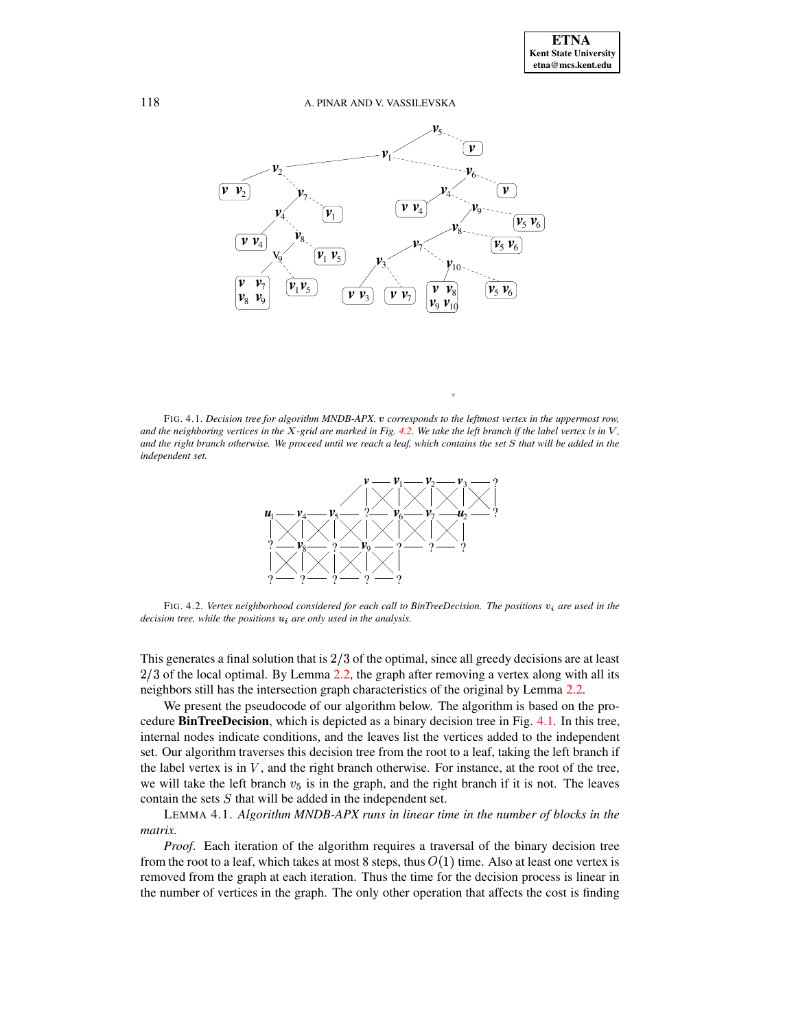FIG. 4.1. *Decision tree for algorithm MNDB-APX. $v$ corresponds to the leftmost vertex in the uppermost row, and the neighboring vertices in the $X$-grid are marked in Fig. 4.2. We take the left branch if the label vertex is in $V$, and the right branch otherwise. We proceed until we reach a leaf, which contains the set $S$ that will be added in the independent set.*

FIG. 4.2. *Vertex neighborhood considered for each call to BinTreeDecision. The positions $v_i$ are used in the decision tree, while the positions $u_i$ are only used in the analysis.*

This generates a final solution that is $2/3$ of the optimal, since all greedy decisions are at least $2/3$ of the local optimal. By Lemma 2.2, the graph after removing a vertex along with all its neighbors still has the intersection graph characteristics of the original by Lemma 2.2.

We present the pseudocode of our algorithm below. The algorithm is based on the procedure **BinTreeDecision**, which is depicted as a binary decision tree in Fig. 4.1. In this tree, internal nodes indicate conditions, and the leaves list the vertices added to the independent set. Our algorithm traverses this decision tree from the root to a leaf, taking the left branch if the label vertex is in $V$, and the right branch otherwise. For instance, at the root of the tree, we will take the left branch $v_5$ is in the graph, and the right branch if it is not. The leaves contain the sets $S$ that will be added in the independent set.

LEMMA 4.1. *Algorithm MNDB-APX runs in linear time in the number of blocks in the matrix.*

*Proof*. Each iteration of the algorithm requires a traversal of the binary decision tree from the root to a leaf, which takes at most 8 steps, thus $O(1)$ time. Also at least one vertex is removed from the graph at each iteration. Thus the time for the decision process is linear in the number of vertices in the graph. The only other operation that affects the cost is finding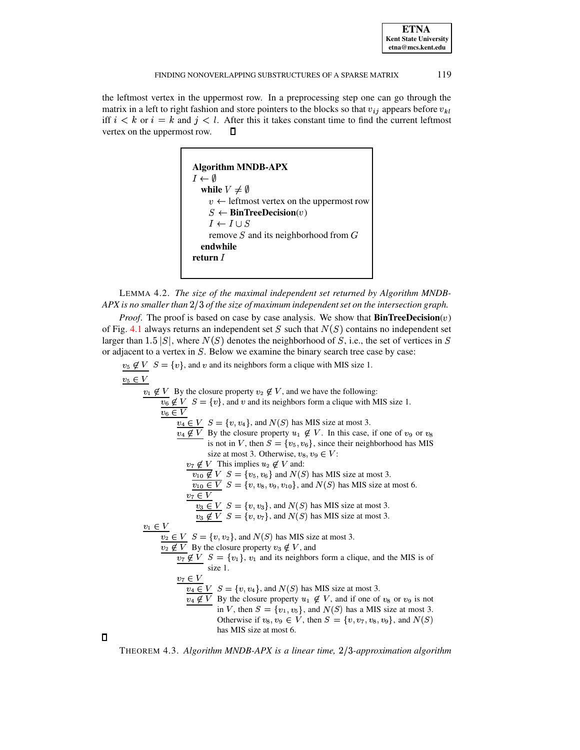the leftmost vertex in the uppermost row. In a preprocessing step one can go through the matrix in a left to right fashion and store pointers to the blocks so that $v_{ij}$ appears before $v_{kl}$ iff $i < k$ or $i = k$ and $j < l$. After this it takes constant time to find the current leftmost vertex on the uppermost row. □

```
Algorithm MNDB-APX
I ← ∅
  while V ≠ ∅
    v ← leftmost vertex on the uppermost row
    S ← BinTreeDecision(v)
    I ← I ∪ S
    remove S and its neighborhood from G
  endwhile
return I
```

LEMMA 4.2. *The size of the maximal independent set returned by Algorithm MNDB-APX is no smaller than $2/3$ of the size of maximum independent set on the intersection graph.*

*Proof*. The proof is based on case by case analysis. We show that **BinTreeDecision**$(v)$ of Fig. 4.1 always returns an independent set $S$ such that $N(S)$ contains no independent set larger than $1.5\,|S|$, where $N(S)$ denotes the neighborhood of $S$, i.e., the set of vertices in $S$ or adjacent to a vertex in $S$. Below we examine the binary search tree case by case:

- $v_5 \notin V$: $S = \{v\}$, and $v$ and its neighbors form a clique with MIS size 1.
- $v_5 \in V$
  - $v_1 \notin V$: By the closure property $v_2 \notin V$, and we have the following:
    - $v_6 \notin V$: $S = \{v\}$, and $v$ and its neighbors form a clique with MIS size 1.
    - $v_6 \in V$
      - $v_4 \in V$: $S = \{v, v_4\}$, and $N(S)$ has MIS size at most 3.
      - $v_4 \notin V$: By the closure property $u_1 \notin V$. In this case, if one of $v_9$ or $v_8$ is not in $V$, then $S = \{v_5, v_6\}$, since their neighborhood has MIS size at most 3. Otherwise, $v_8, v_9 \in V$:
        - $v_7 \notin V$: This implies $u_2 \notin V$ and:
          - $v_{10} \notin V$: $S = \{v_5, v_6\}$ and $N(S)$ has MIS size at most 3.
          - $v_{10} \in V$: $S = \{v, v_8, v_9, v_{10}\}$, and $N(S)$ has MIS size at most 6.
        - $v_7 \in V$
          - $v_3 \in V$: $S = \{v, v_3\}$, and $N(S)$ has MIS size at most 3.
          - $v_3 \notin V$: $S = \{v, v_7\}$, and $N(S)$ has MIS size at most 3.
  - $v_1 \in V$
    - $v_2 \in V$: $S = \{v, v_2\}$, and $N(S)$ has MIS size at most 3.
    - $v_2 \notin V$: By the closure property $v_3 \notin V$, and
      - $v_7 \notin V$: $S = \{v_1\}$, $v_1$ and its neighbors form a clique, and the MIS is of size 1.
      - $v_7 \in V$
        - $v_4 \in V$: $S = \{v, v_4\}$, and $N(S)$ has MIS size at most 3.
        - $v_4 \notin V$: By the closure property $u_1 \notin V$, and if one of $v_8$ or $v_9$ is not in $V$, then $S = \{v_1, v_5\}$, and $N(S)$ has a MIS size at most 3. Otherwise if $v_8, v_9 \in V$, then $S = \{v, v_7, v_8, v_9\}$, and $N(S)$ has MIS size at most 6.

□

THEOREM 4.3. *Algorithm MNDB-APX is a linear time, $2/3$-approximation algorithm*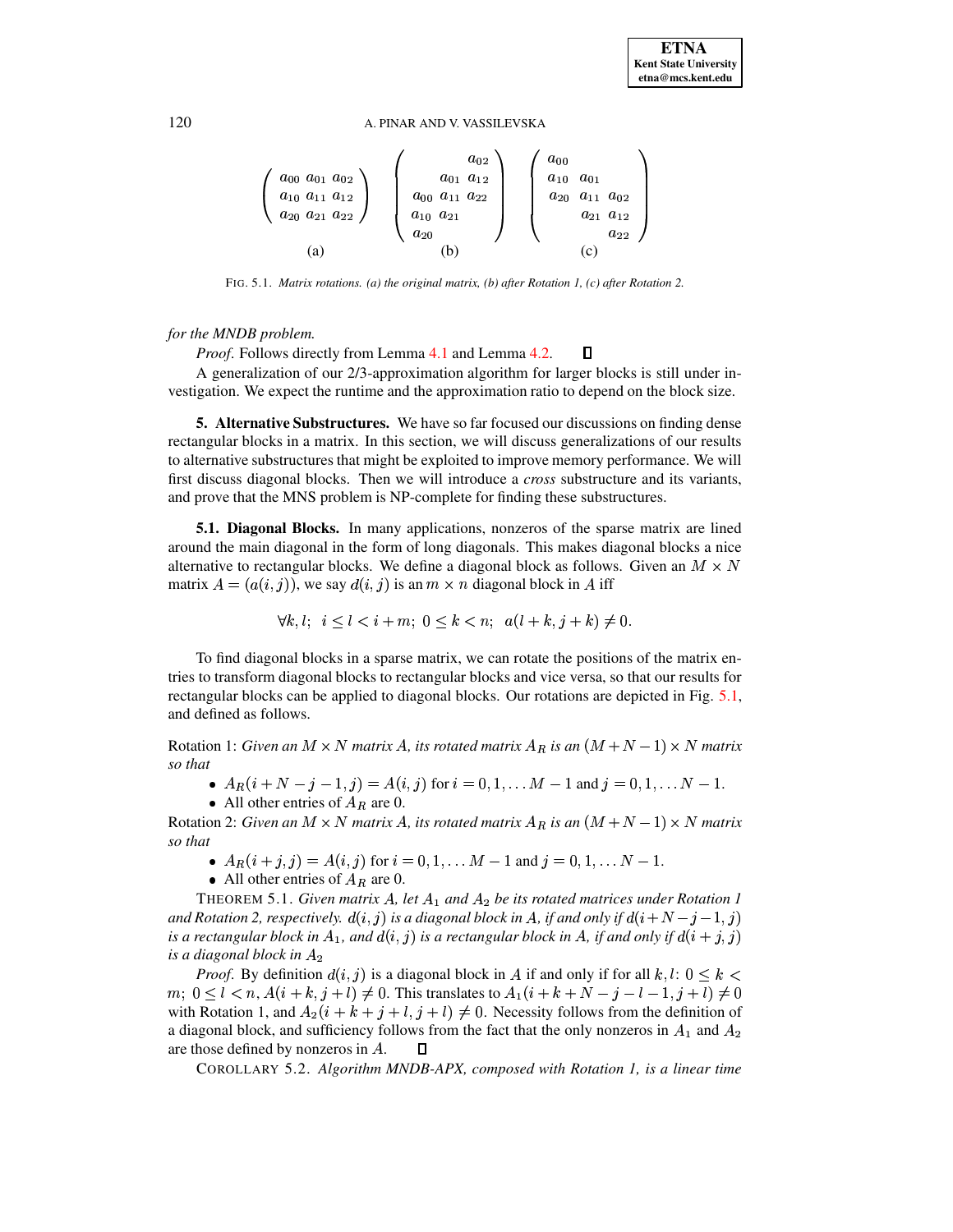$$
\begin{pmatrix} a_{00} & a_{01} & a_{02} \\ a_{10} & a_{11} & a_{12} \\ a_{20} & a_{21} & a_{22} \end{pmatrix}
\quad
\begin{pmatrix} & & a_{02} \\ & a_{01} & a_{12} \\ a_{00} & a_{11} & a_{22} \\ a_{10} & a_{21} & \\ a_{20} & & \end{pmatrix}
\quad
\begin{pmatrix} a_{00} & & \\ a_{10} & a_{01} & \\ a_{20} & a_{11} & a_{02} \\ & a_{21} & a_{12} \\ & & a_{22} \end{pmatrix}
$$

(a) (b) (c)

FIG. 5.1. *Matrix rotations. (a) the original matrix, (b) after Rotation 1, (c) after Rotation 2.*

*for the MNDB problem.*

*Proof*. Follows directly from Lemma 4.1 and Lemma 4.2. ◻

A generalization of our 2/3-approximation algorithm for larger blocks is still under investigation. We expect the runtime and the approximation ratio to depend on the block size.

## 5. Alternative Substructures.

We have so far focused our discussions on finding dense rectangular blocks in a matrix. In this section, we will discuss generalizations of our results to alternative substructures that might be exploited to improve memory performance. We will first discuss diagonal blocks. Then we will introduce a *cross* substructure and its variants, and prove that the MNS problem is NP-complete for finding these substructures.

### 5.1. Diagonal Blocks.

In many applications, nonzeros of the sparse matrix are lined around the main diagonal in the form of long diagonals. This makes diagonal blocks a nice alternative to rectangular blocks. We define a diagonal block as follows. Given an $M \times N$ matrix $A = (a(i,j))$, we say $d(i,j)$ is an $m \times n$ diagonal block in $A$ iff

$$\forall k, l;\;\; i \leq l < i + m;\; 0 \leq k < n;\;\; a(l+k, j+k) \neq 0.$$

To find diagonal blocks in a sparse matrix, we can rotate the positions of the matrix entries to transform diagonal blocks to rectangular blocks and vice versa, so that our results for rectangular blocks can be applied to diagonal blocks. Our rotations are depicted in Fig. 5.1, and defined as follows.

Rotation 1: *Given an $M \times N$ matrix $A$, its rotated matrix $A_R$ is an $(M+N-1) \times N$ matrix so that*

- $A_R(i+N-j-1, j) = A(i,j)$ for $i = 0, 1, \ldots M-1$ and $j = 0, 1, \ldots N-1$.
- All other entries of $A_R$ are 0.

Rotation 2: *Given an $M \times N$ matrix $A$, its rotated matrix $A_R$ is an $(M+N-1) \times N$ matrix so that*

- $A_R(i+j, j) = A(i,j)$ for $i = 0, 1, \ldots M-1$ and $j = 0, 1, \ldots N-1$.
- All other entries of $A_R$ are 0.

THEOREM 5.1. *Given matrix $A$, let $A_1$ and $A_2$ be its rotated matrices under Rotation 1 and Rotation 2, respectively. $d(i,j)$ is a diagonal block in $A$, if and only if $d(i+N-j-1, j)$ is a rectangular block in $A_1$, and $d(i,j)$ is a rectangular block in $A$, if and only if $d(i+j, j)$ is a diagonal block in $A_2$*

*Proof*. By definition $d(i,j)$ is a diagonal block in $A$ if and only if for all $k, l$: $0 \leq k < m$; $0 \leq l < n$, $A(i+k, j+l) \neq 0$. This translates to $A_1(i+k+N-j-l-1, j+l) \neq 0$ with Rotation 1, and $A_2(i+k+j+l, j+l) \neq 0$. Necessity follows from the definition of a diagonal block, and sufficiency follows from the fact that the only nonzeros in $A_1$ and $A_2$ are those defined by nonzeros in $A$. ◻

COROLLARY 5.2. *Algorithm MNDB-APX, composed with Rotation 1, is a linear time*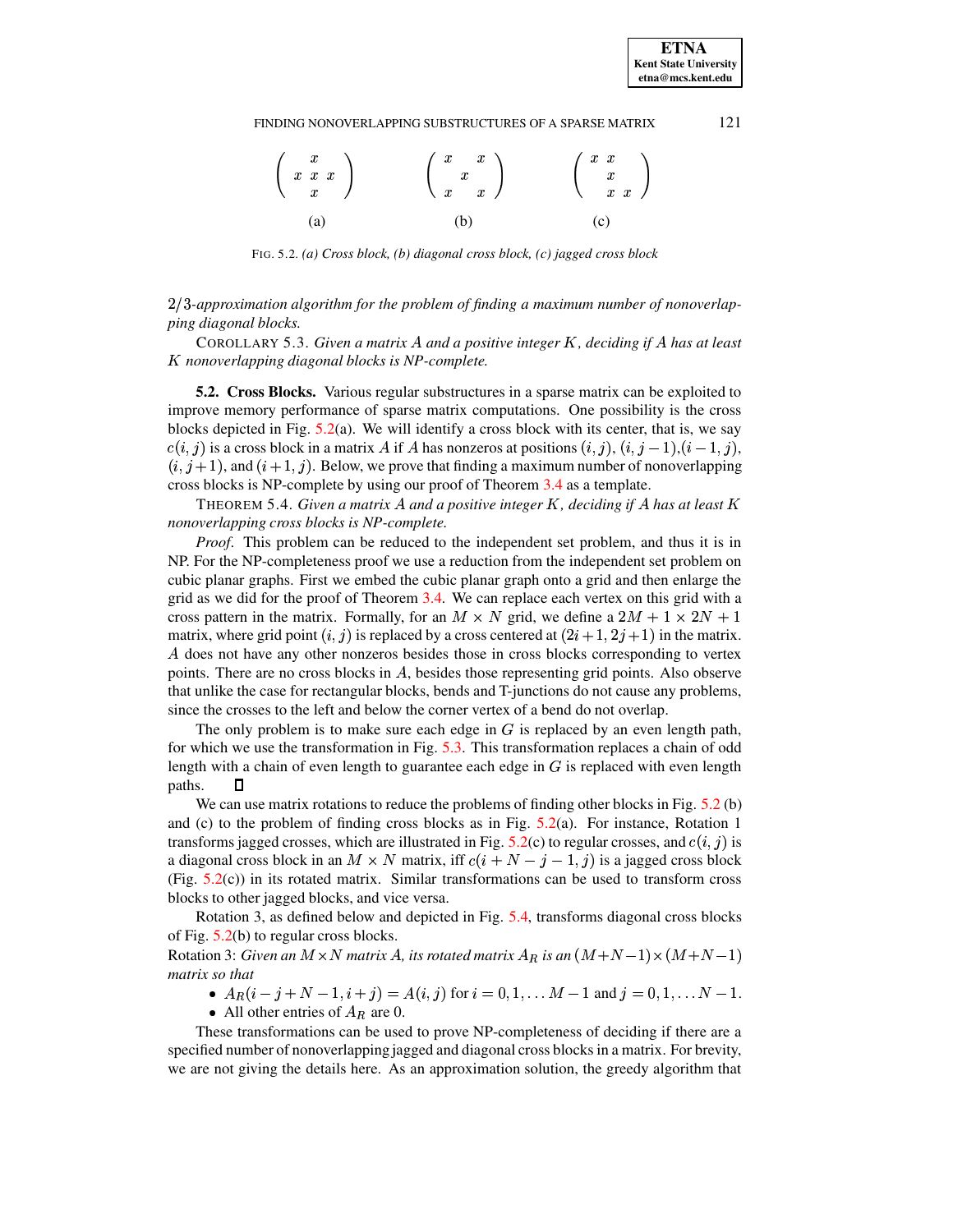$$\begin{pmatrix} & x & \\ x & x & x \\ & x & \end{pmatrix} \qquad \begin{pmatrix} x & & x \\ & x & \\ x & & x \end{pmatrix} \qquad \begin{pmatrix} x & x & \\ & x & \\ & x & x \end{pmatrix}$$

(a) (b) (c)

FIG. 5.2. *(a) Cross block, (b) diagonal cross block, (c) jagged cross block*

*$2/3$-approximation algorithm for the problem of finding a maximum number of nonoverlapping diagonal blocks.*

COROLLARY 5.3. *Given a matrix $A$ and a positive integer $K$, deciding if $A$ has at least $K$ nonoverlapping diagonal blocks is NP-complete.*

**5.2. Cross Blocks.** Various regular substructures in a sparse matrix can be exploited to improve memory performance of sparse matrix computations. One possibility is the cross blocks depicted in Fig. 5.2(a). We will identify a cross block with its center, that is, we say $c(i, j)$ is a cross block in a matrix $A$ if $A$ has nonzeros at positions $(i, j)$, $(i, j-1)$,$(i-1, j)$, $(i, j+1)$, and $(i+1, j)$. Below, we prove that finding a maximum number of nonoverlapping cross blocks is NP-complete by using our proof of Theorem 3.4 as a template.

THEOREM 5.4. *Given a matrix $A$ and a positive integer $K$, deciding if $A$ has at least $K$ nonoverlapping cross blocks is NP-complete.*

*Proof.* This problem can be reduced to the independent set problem, and thus it is in NP. For the NP-completeness proof we use a reduction from the independent set problem on cubic planar graphs. First we embed the cubic planar graph onto a grid and then enlarge the grid as we did for the proof of Theorem 3.4. We can replace each vertex on this grid with a cross pattern in the matrix. Formally, for an $M \times N$ grid, we define a $2M+1 \times 2N+1$ matrix, where grid point $(i, j)$ is replaced by a cross centered at $(2i+1, 2j+1)$ in the matrix. $A$ does not have any other nonzeros besides those in cross blocks corresponding to vertex points. There are no cross blocks in $A$, besides those representing grid points. Also observe that unlike the case for rectangular blocks, bends and T-junctions do not cause any problems, since the crosses to the left and below the corner vertex of a bend do not overlap.

The only problem is to make sure each edge in $G$ is replaced by an even length path, for which we use the transformation in Fig. 5.3. This transformation replaces a chain of odd length with a chain of even length to guarantee each edge in $G$ is replaced with even length paths. ☐

We can use matrix rotations to reduce the problems of finding other blocks in Fig. 5.2 (b) and (c) to the problem of finding cross blocks as in Fig. 5.2(a). For instance, Rotation 1 transforms jagged crosses, which are illustrated in Fig. 5.2(c) to regular crosses, and $c(i, j)$ is a diagonal cross block in an $M \times N$ matrix, iff $c(i+N-j-1, j)$ is a jagged cross block (Fig. 5.2(c)) in its rotated matrix. Similar transformations can be used to transform cross blocks to other jagged blocks, and vice versa.

Rotation 3, as defined below and depicted in Fig. 5.4, transforms diagonal cross blocks of Fig. 5.2(b) to regular cross blocks.

Rotation 3: *Given an $M \times N$ matrix $A$, its rotated matrix $A_R$ is an $(M+N-1) \times (M+N-1)$ matrix so that*

- $A_R(i-j+N-1, i+j) = A(i, j)$ for $i = 0, 1, \ldots M-1$ and $j = 0, 1, \ldots N-1$.
- All other entries of $A_R$ are 0.

These transformations can be used to prove NP-completeness of deciding if there are a specified number of nonoverlapping jagged and diagonal cross blocks in a matrix. For brevity, we are not giving the details here. As an approximation solution, the greedy algorithm that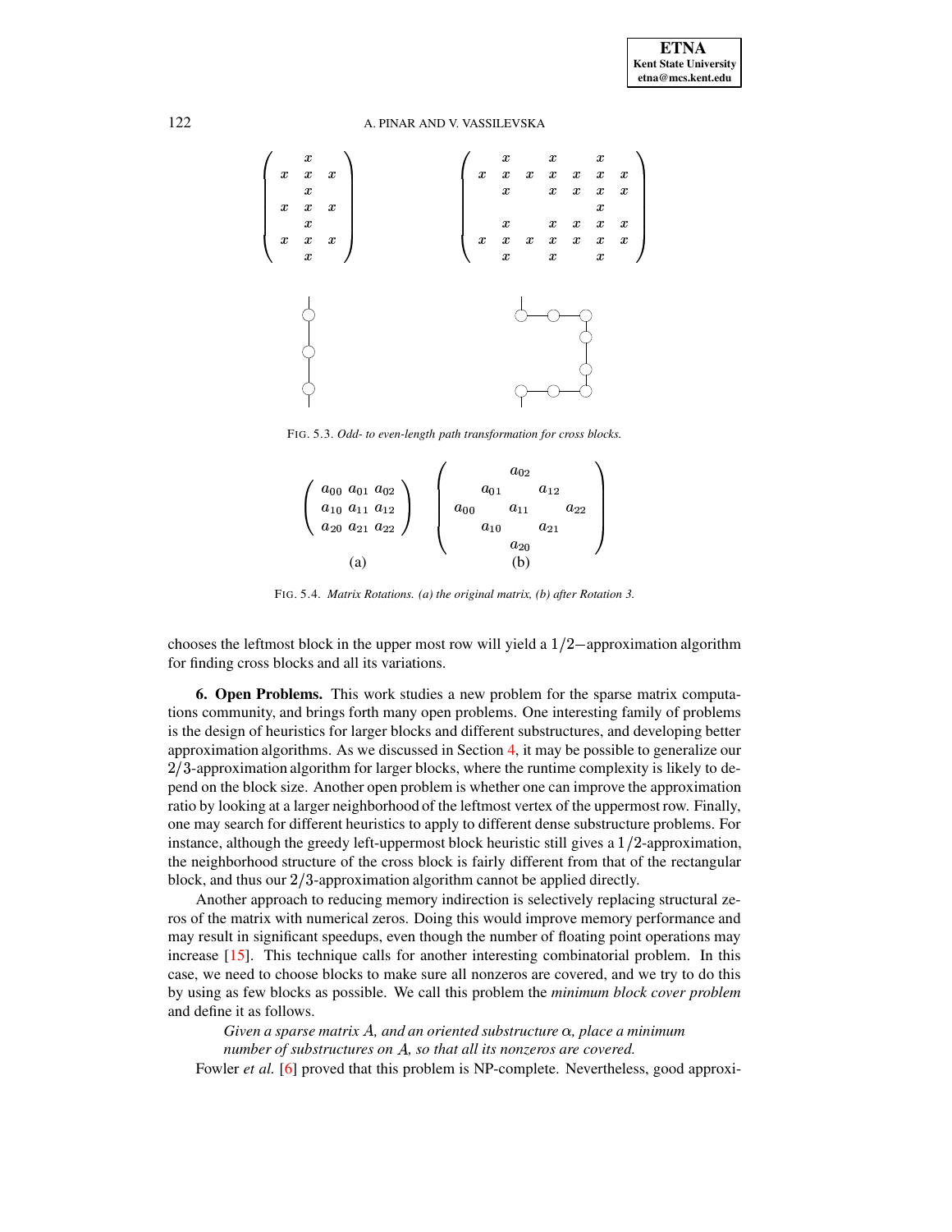FIG. 5.3. *Odd- to even-length path transformation for cross blocks.*

$$
\begin{pmatrix}
a_{00} & a_{01} & a_{02} \\
a_{10} & a_{11} & a_{12} \\
a_{20} & a_{21} & a_{22}
\end{pmatrix}
\qquad
\begin{pmatrix}
 & & a_{02} & & \\
 & a_{01} & & a_{12} & \\
a_{00} & & a_{11} & & a_{22} \\
 & a_{10} & & a_{21} & \\
 & & a_{20} & &
\end{pmatrix}
$$

(a) (b)

FIG. 5.4. *Matrix Rotations. (a) the original matrix, (b) after Rotation 3.*

chooses the leftmost block in the upper most row will yield a $1/2-$approximation algorithm for finding cross blocks and all its variations.

**6. Open Problems.** This work studies a new problem for the sparse matrix computations community, and brings forth many open problems. One interesting family of problems is the design of heuristics for larger blocks and different substructures, and developing better approximation algorithms. As we discussed in Section 4, it may be possible to generalize our $2/3$-approximation algorithm for larger blocks, where the runtime complexity is likely to depend on the block size. Another open problem is whether one can improve the approximation ratio by looking at a larger neighborhood of the leftmost vertex of the uppermost row. Finally, one may search for different heuristics to apply to different dense substructure problems. For instance, although the greedy left-uppermost block heuristic still gives a $1/2$-approximation, the neighborhood structure of the cross block is fairly different from that of the rectangular block, and thus our $2/3$-approximation algorithm cannot be applied directly.

Another approach to reducing memory indirection is selectively replacing structural zeros of the matrix with numerical zeros. Doing this would improve memory performance and may result in significant speedups, even though the number of floating point operations may increase [15]. This technique calls for another interesting combinatorial problem. In this case, we need to choose blocks to make sure all nonzeros are covered, and we try to do this by using as few blocks as possible. We call this problem the *minimum block cover problem* and define it as follows.

> *Given a sparse matrix $A$, and an oriented substructure $\alpha$, place a minimum number of substructures on $A$, so that all its nonzeros are covered.*

Fowler *et al.* [6] proved that this problem is NP-complete. Nevertheless, good approxi-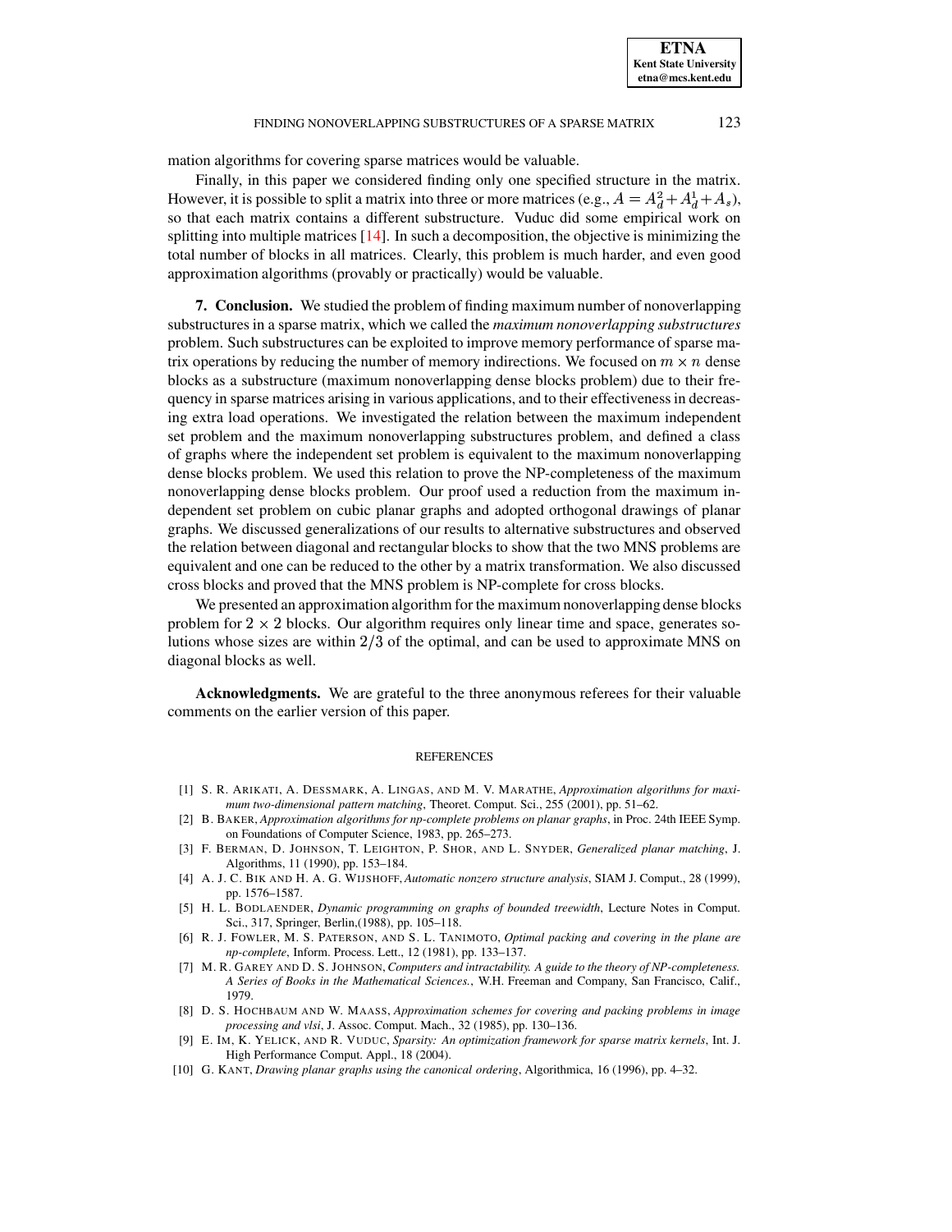mation algorithms for covering sparse matrices would be valuable.

Finally, in this paper we considered finding only one specified structure in the matrix. However, it is possible to split a matrix into three or more matrices (e.g., $A = A_d^2 + A_d^1 + A_s$), so that each matrix contains a different substructure. Vuduc did some empirical work on splitting into multiple matrices [14]. In such a decomposition, the objective is minimizing the total number of blocks in all matrices. Clearly, this problem is much harder, and even good approximation algorithms (provably or practically) would be valuable.

**7. Conclusion.** We studied the problem of finding maximum number of nonoverlapping substructures in a sparse matrix, which we called the *maximum nonoverlapping substructures* problem. Such substructures can be exploited to improve memory performance of sparse matrix operations by reducing the number of memory indirections. We focused on $m \times n$ dense blocks as a substructure (maximum nonoverlapping dense blocks problem) due to their frequency in sparse matrices arising in various applications, and to their effectiveness in decreasing extra load operations. We investigated the relation between the maximum independent set problem and the maximum nonoverlapping substructures problem, and defined a class of graphs where the independent set problem is equivalent to the maximum nonoverlapping dense blocks problem. We used this relation to prove the NP-completeness of the maximum nonoverlapping dense blocks problem. Our proof used a reduction from the maximum independent set problem on cubic planar graphs and adopted orthogonal drawings of planar graphs. We discussed generalizations of our results to alternative substructures and observed the relation between diagonal and rectangular blocks to show that the two MNS problems are equivalent and one can be reduced to the other by a matrix transformation. We also discussed cross blocks and proved that the MNS problem is NP-complete for cross blocks.

We presented an approximation algorithm for the maximum nonoverlapping dense blocks problem for $2 \times 2$ blocks. Our algorithm requires only linear time and space, generates solutions whose sizes are within $2/3$ of the optimal, and can be used to approximate MNS on diagonal blocks as well.

**Acknowledgments.** We are grateful to the three anonymous referees for their valuable comments on the earlier version of this paper.

## REFERENCES

[1] S. R. Arikati, A. Dessmark, A. Lingas, and M. V. Marathe, *Approximation algorithms for maximum two-dimensional pattern matching*, Theoret. Comput. Sci., 255 (2001), pp. 51–62.

[2] B. Baker, *Approximation algorithms for np-complete problems on planar graphs*, in Proc. 24th IEEE Symp. on Foundations of Computer Science, 1983, pp. 265–273.

[3] F. Berman, D. Johnson, T. Leighton, P. Shor, and L. Snyder, *Generalized planar matching*, J. Algorithms, 11 (1990), pp. 153–184.

[4] A. J. C. Bik and H. A. G. Wijshoff, *Automatic nonzero structure analysis*, SIAM J. Comput., 28 (1999), pp. 1576–1587.

[5] H. L. Bodlaender, *Dynamic programming on graphs of bounded treewidth*, Lecture Notes in Comput. Sci., 317, Springer, Berlin,(1988), pp. 105–118.

[6] R. J. Fowler, M. S. Paterson, and S. L. Tanimoto, *Optimal packing and covering in the plane are np-complete*, Inform. Process. Lett., 12 (1981), pp. 133–137.

[7] M. R. Garey and D. S. Johnson, *Computers and intractability. A guide to the theory of NP-completeness. A Series of Books in the Mathematical Sciences.*, W.H. Freeman and Company, San Francisco, Calif., 1979.

[8] D. S. Hochbaum and W. Maass, *Approximation schemes for covering and packing problems in image processing and vlsi*, J. Assoc. Comput. Mach., 32 (1985), pp. 130–136.

[9] E. Im, K. Yelick, and R. Vuduc, *Sparsity: An optimization framework for sparse matrix kernels*, Int. J. High Performance Comput. Appl., 18 (2004).

[10] G. Kant, *Drawing planar graphs using the canonical ordering*, Algorithmica, 16 (1996), pp. 4–32.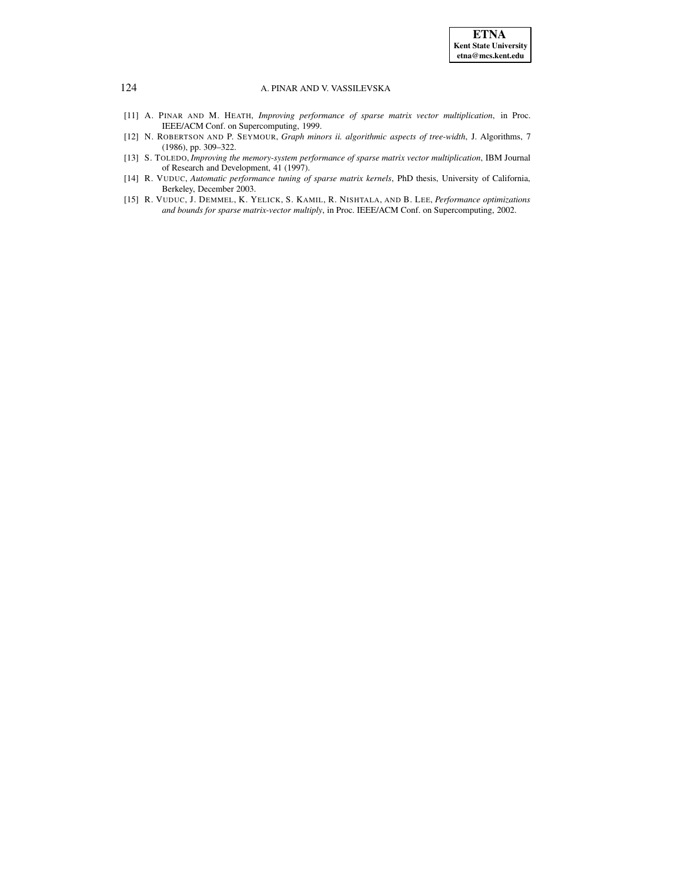[11] A. Pinar and M. Heath, *Improving performance of sparse matrix vector multiplication*, in Proc. IEEE/ACM Conf. on Supercomputing, 1999.

[12] N. Robertson and P. Seymour, *Graph minors ii. algorithmic aspects of tree-width*, J. Algorithms, 7 (1986), pp. 309–322.

[13] S. Toledo, *Improving the memory-system performance of sparse matrix vector multiplication*, IBM Journal of Research and Development, 41 (1997).

[14] R. Vuduc, *Automatic performance tuning of sparse matrix kernels*, PhD thesis, University of California, Berkeley, December 2003.

[15] R. Vuduc, J. Demmel, K. Yelick, S. Kamil, R. Nishtala, and B. Lee, *Performance optimizations and bounds for sparse matrix-vector multiply*, in Proc. IEEE/ACM Conf. on Supercomputing, 2002.